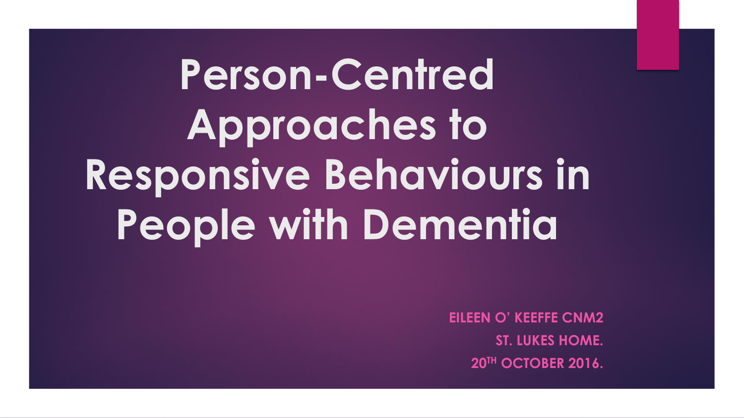# Person-Centred Approaches to Responsive Behaviours in People with Dementia

**EILEEN O' KEEFFE CNM2**

**ST. LUKES HOME.**

**20TH OCTOBER 2016.**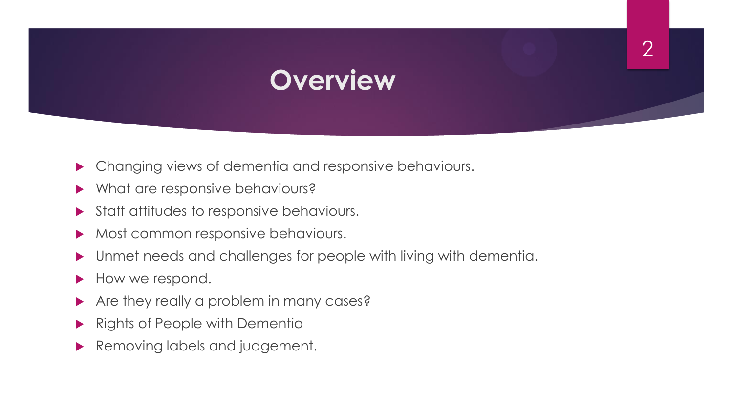# Overview

- Changing views of dementia and responsive behaviours.
- What are responsive behaviours?
- Staff attitudes to responsive behaviours.
- Most common responsive behaviours.
- Unmet needs and challenges for people with living with dementia.
- How we respond.
- Are they really a problem in many cases?
- Rights of People with Dementia
- Removing labels and judgement.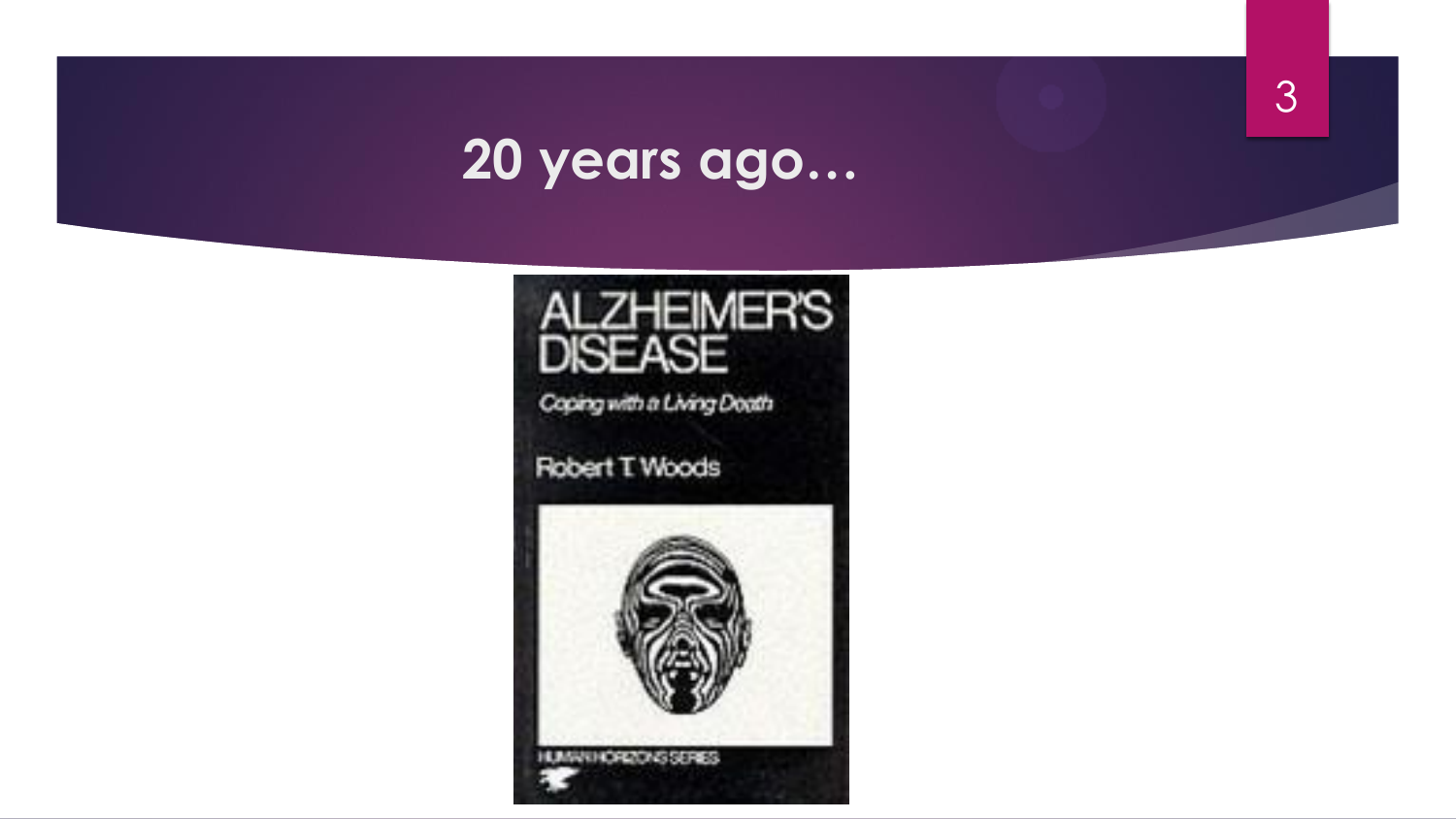# 20 years ago…

ALZHEIMER'S DISEASE

*Coping with a Living Death*

Robert T. Woods

HUMAN HORIZONS SERIES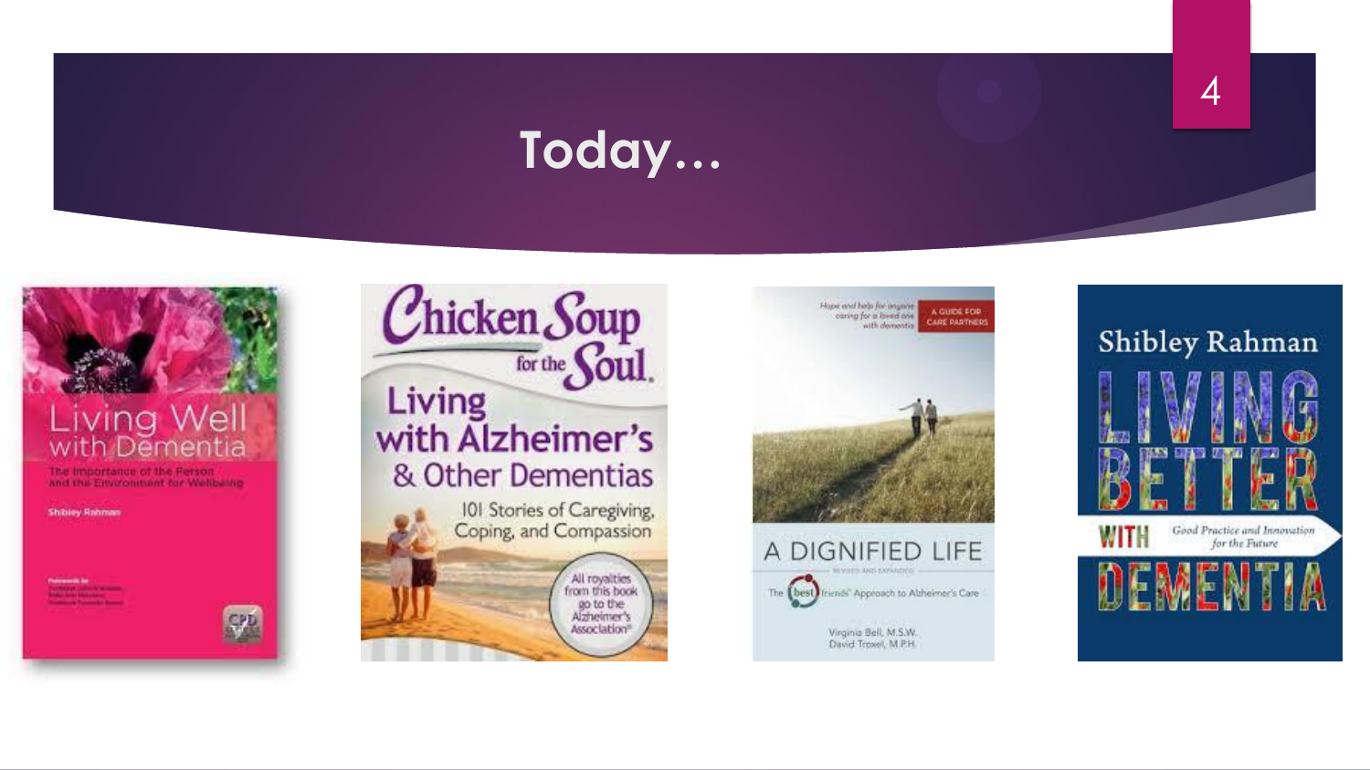# Today…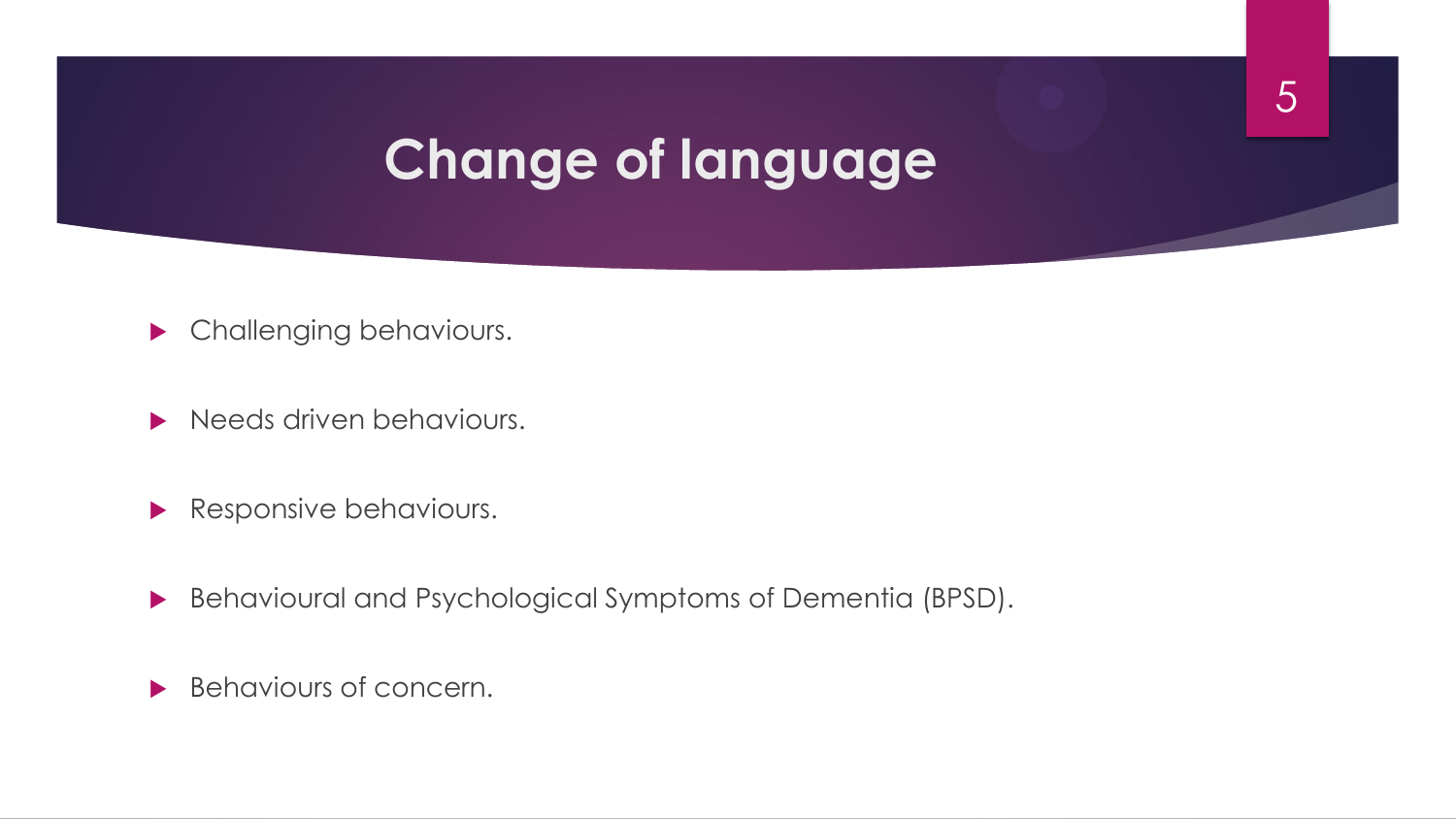# Change of language

- Challenging behaviours.
- Needs driven behaviours.
- Responsive behaviours.
- Behavioural and Psychological Symptoms of Dementia (BPSD).
- Behaviours of concern.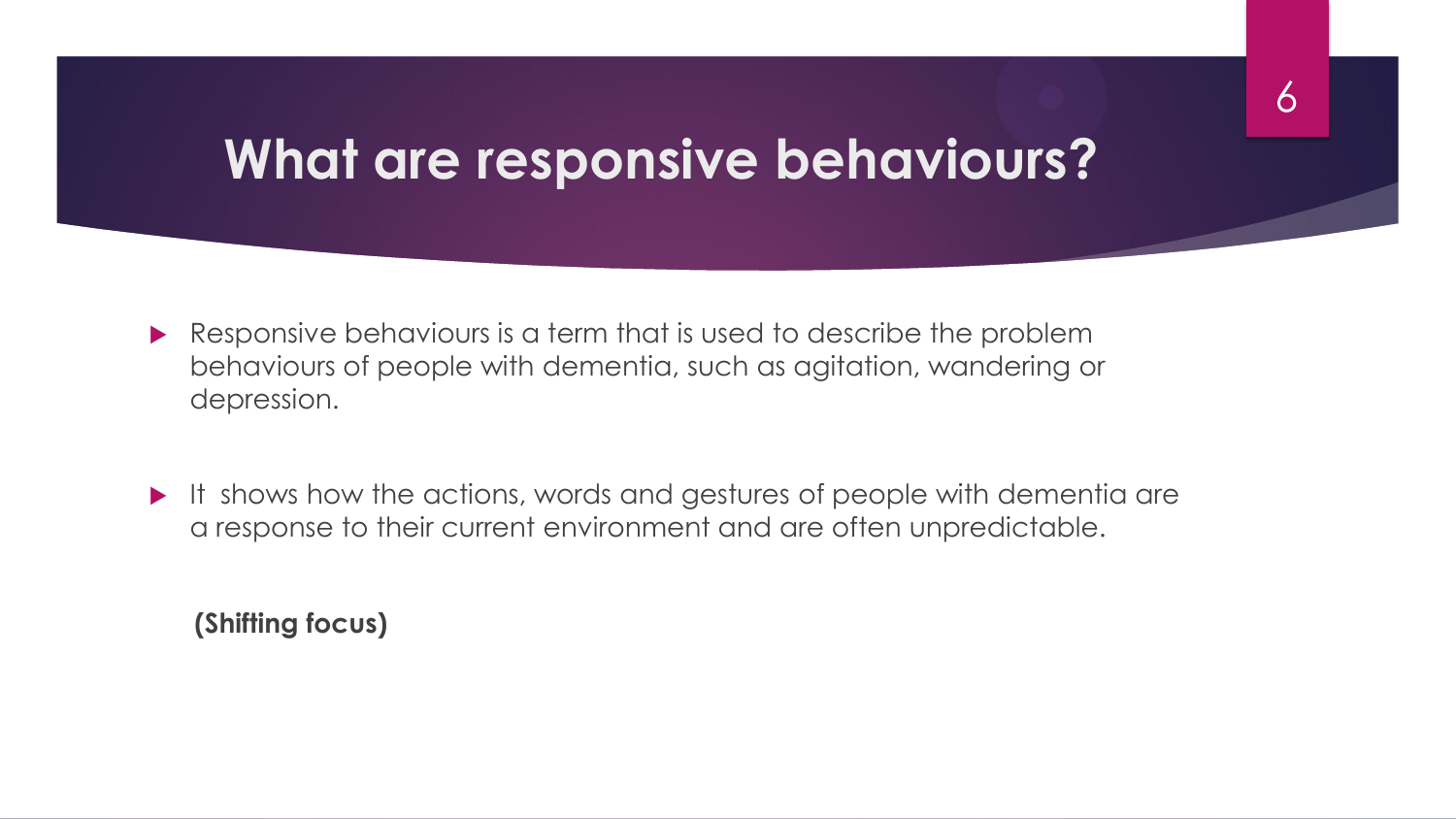# What are responsive behaviours?

- Responsive behaviours is a term that is used to describe the problem behaviours of people with dementia, such as agitation, wandering or depression.

- It shows how the actions, words and gestures of people with dementia are a response to their current environment and are often unpredictable.

**(Shifting focus)**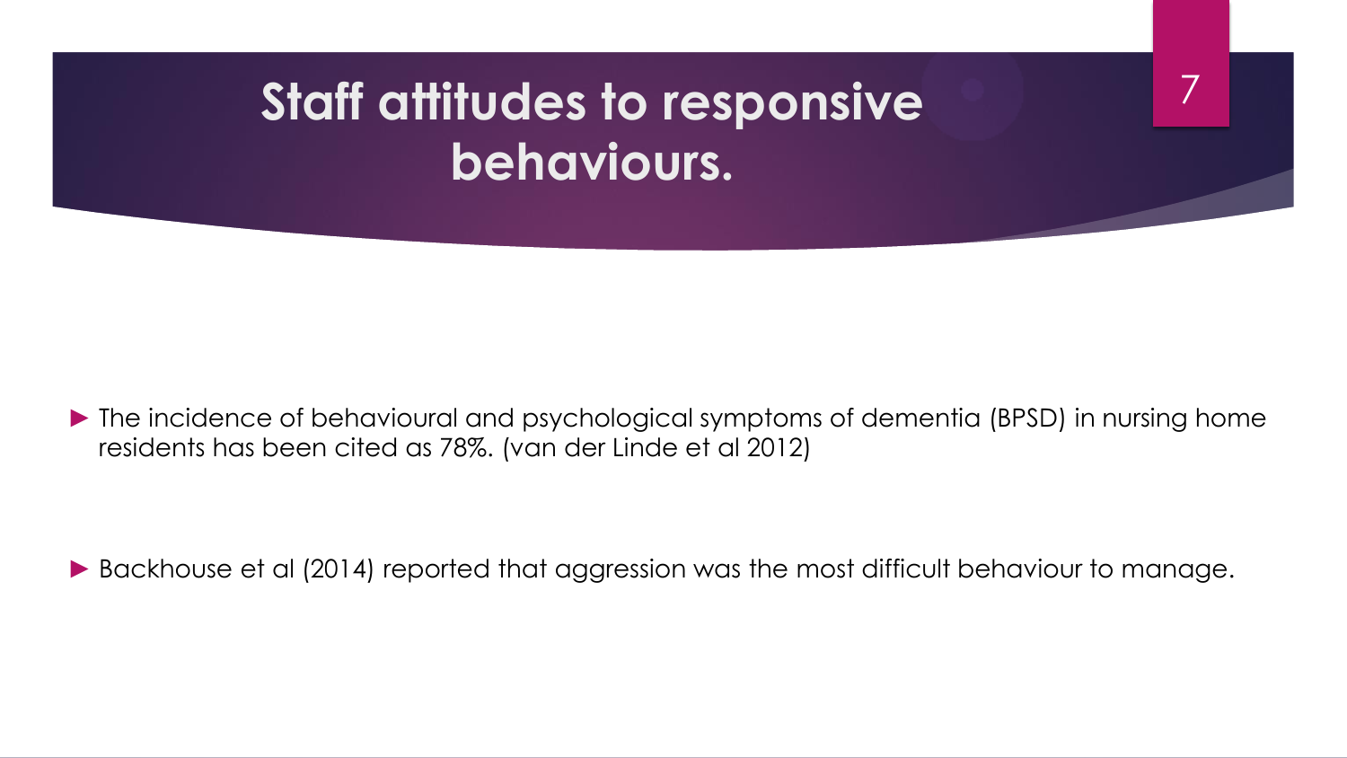# Staff attitudes to responsive behaviours.

- The incidence of behavioural and psychological symptoms of dementia (BPSD) in nursing home residents has been cited as 78%. (van der Linde et al 2012)
- Backhouse et al (2014) reported that aggression was the most difficult behaviour to manage.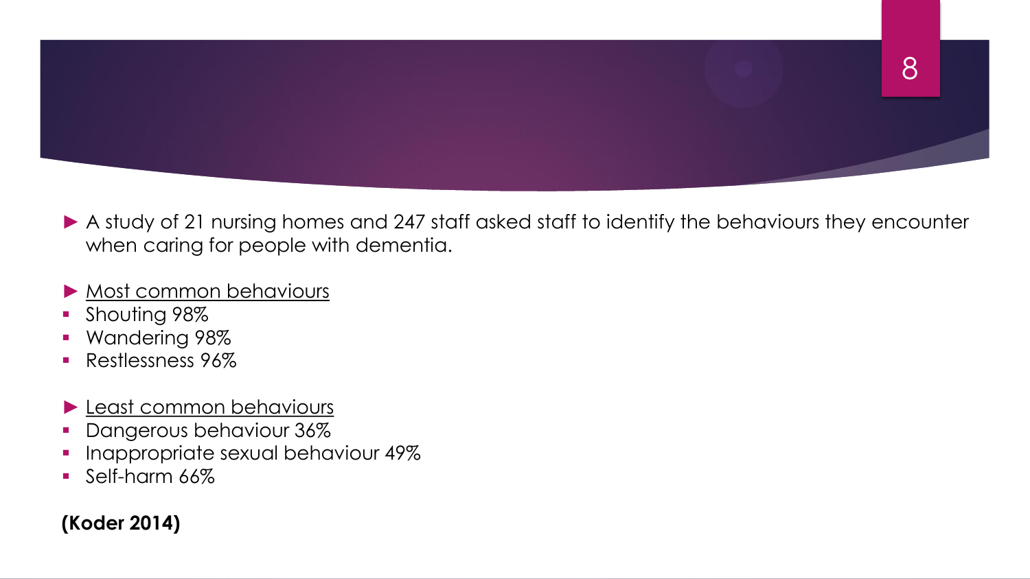- A study of 21 nursing homes and 247 staff asked staff to identify the behaviours they encounter when caring for people with dementia.

- Most common behaviours
  - Shouting 98%
  - Wandering 98%
  - Restlessness 96%

- Least common behaviours
  - Dangerous behaviour 36%
  - Inappropriate sexual behaviour 49%
  - Self-harm 66%

**(Koder 2014)**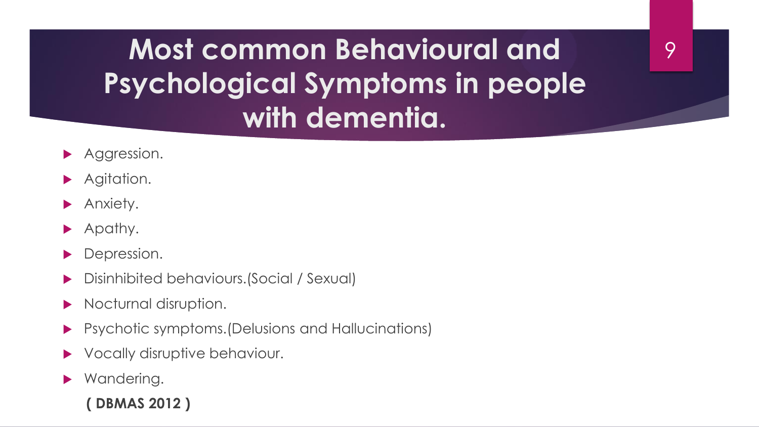# Most common Behavioural and Psychological Symptoms in people with dementia.

- Aggression.
- Agitation.
- Anxiety.
- Apathy.
- Depression.
- Disinhibited behaviours.(Social / Sexual)
- Nocturnal disruption.
- Psychotic symptoms.(Delusions and Hallucinations)
- Vocally disruptive behaviour.
- Wandering.

**( DBMAS 2012 )**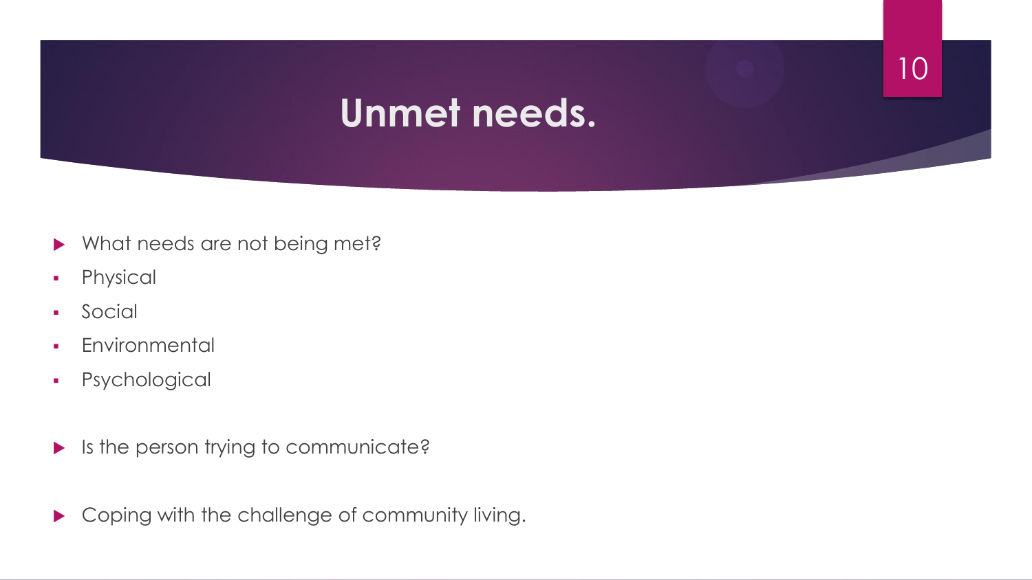# Unmet needs.

- What needs are not being met?
  - Physical
  - Social
  - Environmental
  - Psychological

- Is the person trying to communicate?

- Coping with the challenge of community living.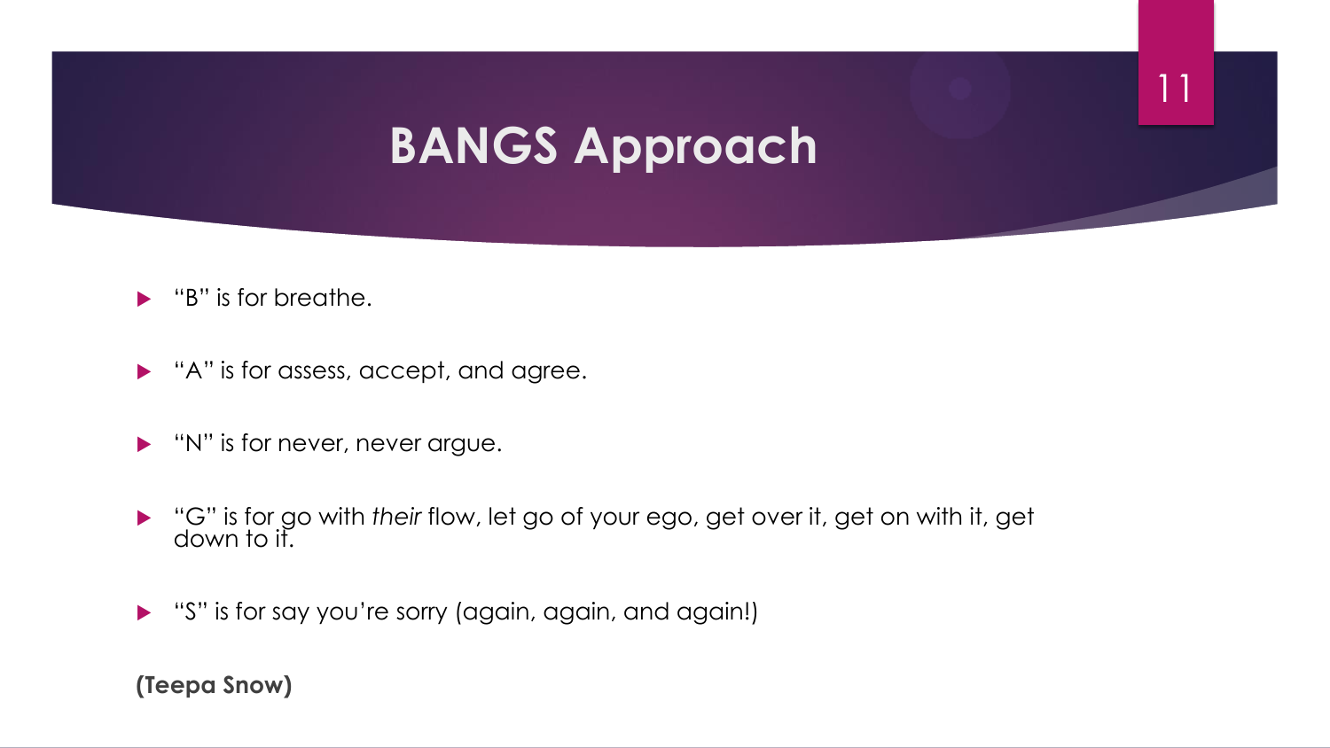# BANGS Approach

- “B” is for breathe.
- “A” is for assess, accept, and agree.
- “N” is for never, never argue.
- “G” is for go with *their* flow, let go of your ego, get over it, get on with it, get down to it.
- “S” is for say you’re sorry (again, again, and again!)

**(Teepa Snow)**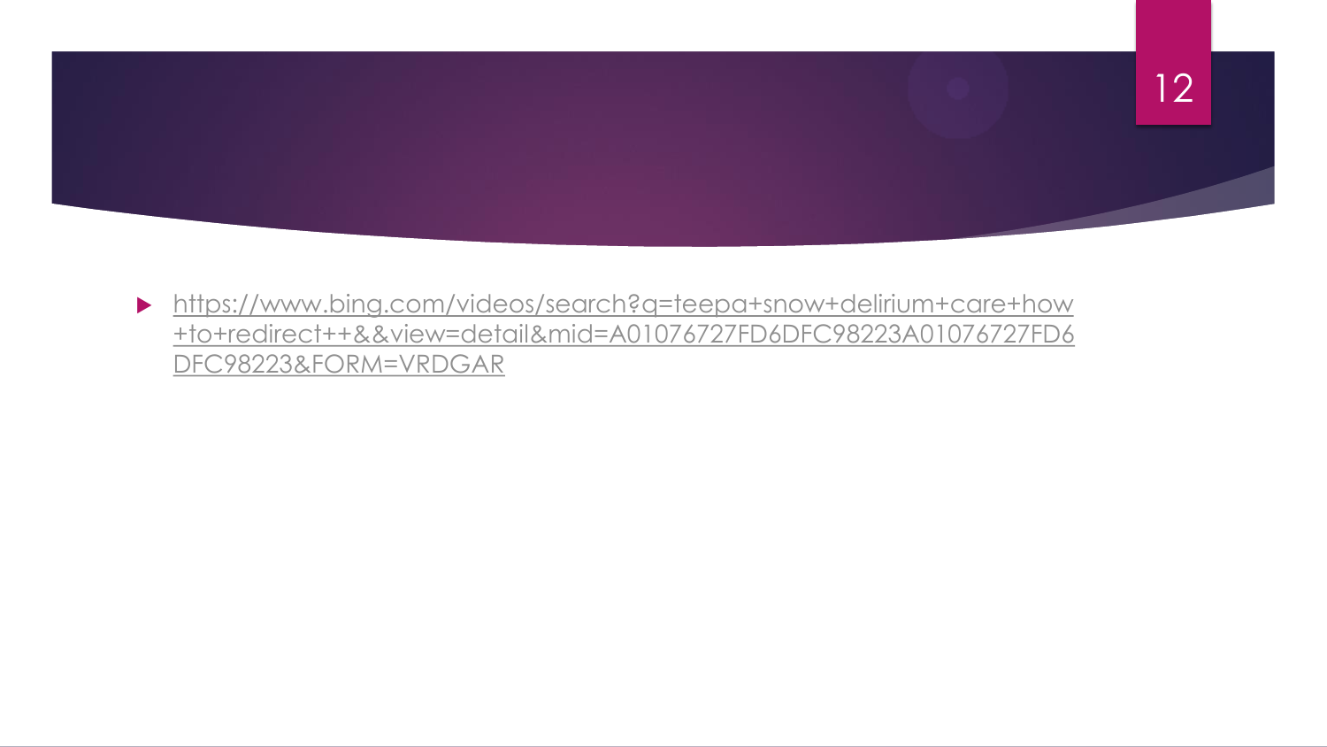- https://www.bing.com/videos/search?q=teepa+snow+delirium+care+how+to+redirect++&&view=detail&mid=A01076727FD6DFC98223A01076727FD6DFC98223&FORM=VRDGAR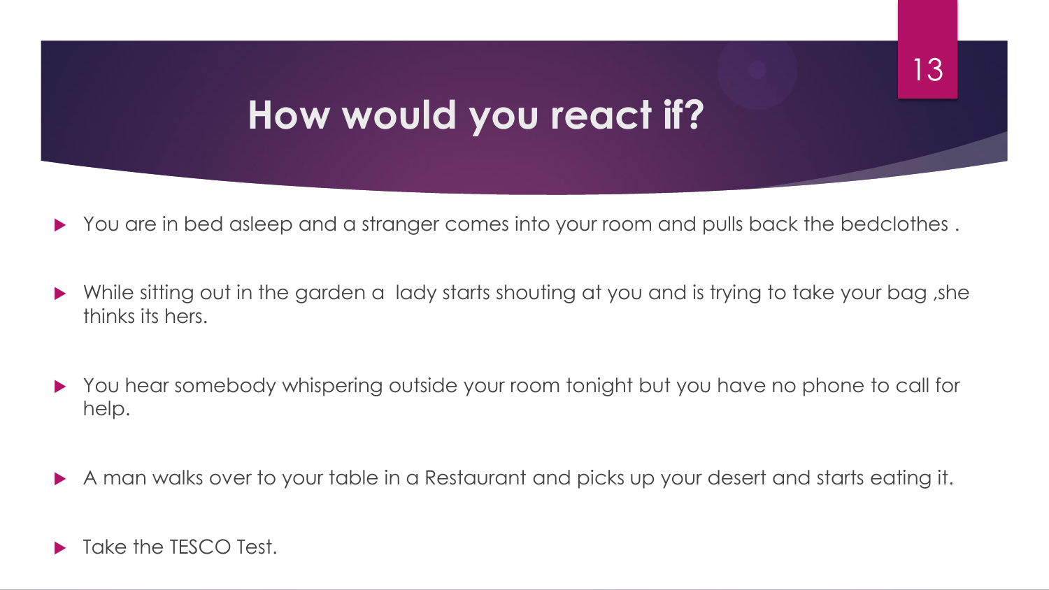# How would you react if?

- You are in bed asleep and a stranger comes into your room and pulls back the bedclothes .
- While sitting out in the garden a lady starts shouting at you and is trying to take your bag ,she thinks its hers.
- You hear somebody whispering outside your room tonight but you have no phone to call for help.
- A man walks over to your table in a Restaurant and picks up your desert and starts eating it.
- Take the TESCO Test.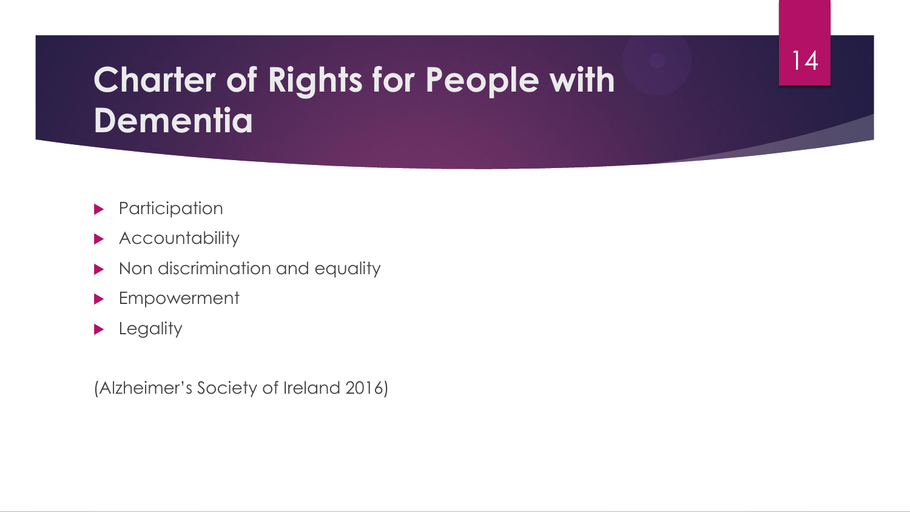# Charter of Rights for People with Dementia

- Participation
- Accountability
- Non discrimination and equality
- Empowerment
- Legality

(Alzheimer's Society of Ireland 2016)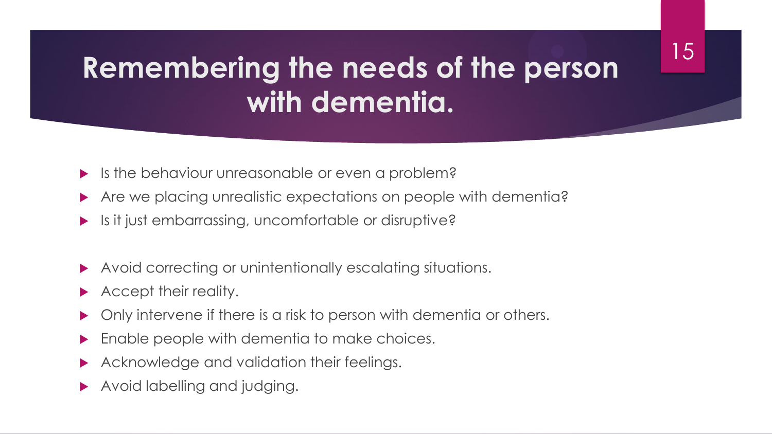# Remembering the needs of the person with dementia.

- Is the behaviour unreasonable or even a problem?
- Are we placing unrealistic expectations on people with dementia?
- Is it just embarrassing, uncomfortable or disruptive?

- Avoid correcting or unintentionally escalating situations.
- Accept their reality.
- Only intervene if there is a risk to person with dementia or others.
- Enable people with dementia to make choices.
- Acknowledge and validation their feelings.
- Avoid labelling and judging.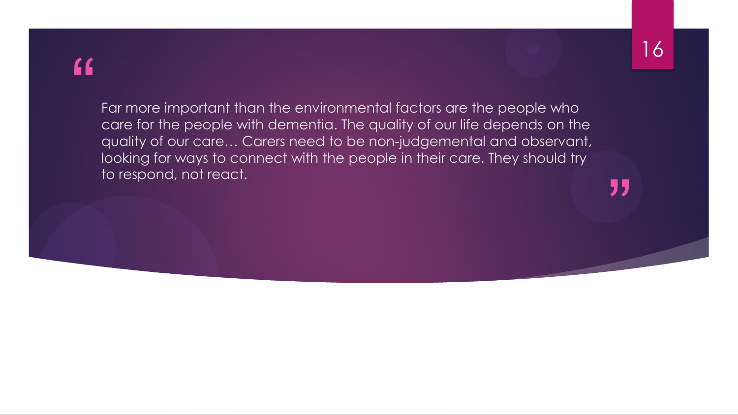> Far more important than the environmental factors are the people who care for the people with dementia. The quality of our life depends on the quality of our care… Carers need to be non-judgemental and observant, looking for ways to connect with the people in their care. They should try to respond, not react.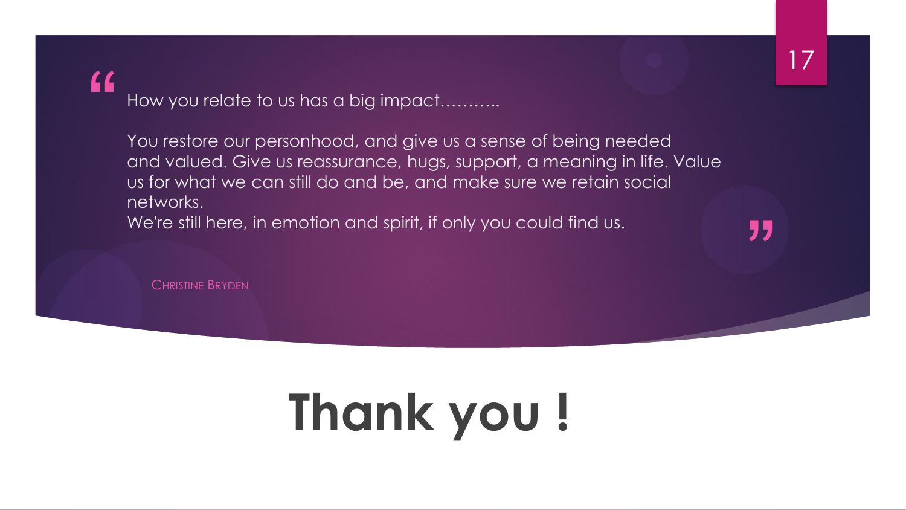> How you relate to us has a big impact……….
>
> You restore our personhood, and give us a sense of being needed and valued. Give us reassurance, hugs, support, a meaning in life. Value us for what we can still do and be, and make sure we retain social networks.
> We're still here, in emotion and spirit, if only you could find us.

Christine Bryden

# Thank you !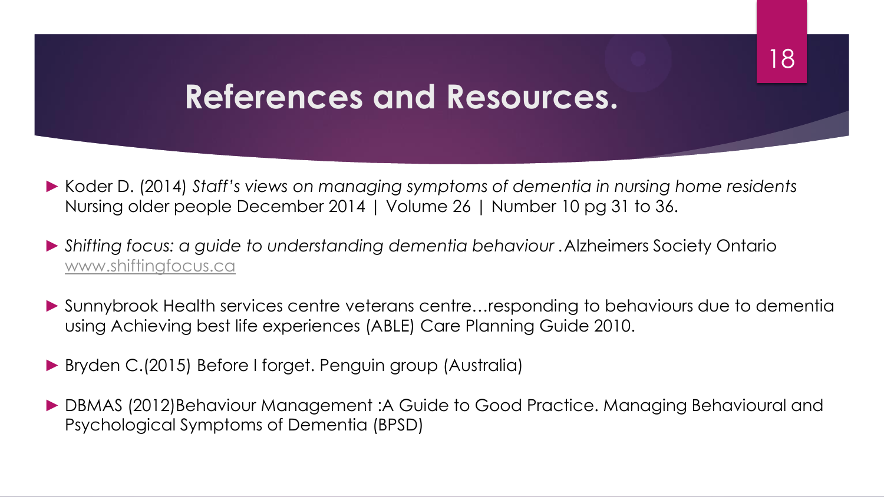# References and Resources.

- Koder D. (2014) *Staff's views on managing symptoms of dementia in nursing home residents* Nursing older people December 2014 | Volume 26 | Number 10 pg 31 to 36.
- *Shifting focus: a guide to understanding dementia behaviour* .Alzheimers Society Ontario www.shiftingfocus.ca
- Sunnybrook Health services centre veterans centre…responding to behaviours due to dementia using Achieving best life experiences (ABLE) Care Planning Guide 2010.
- Bryden C.(2015) Before I forget. Penguin group (Australia)
- DBMAS (2012)Behaviour Management :A Guide to Good Practice. Managing Behavioural and Psychological Symptoms of Dementia (BPSD)